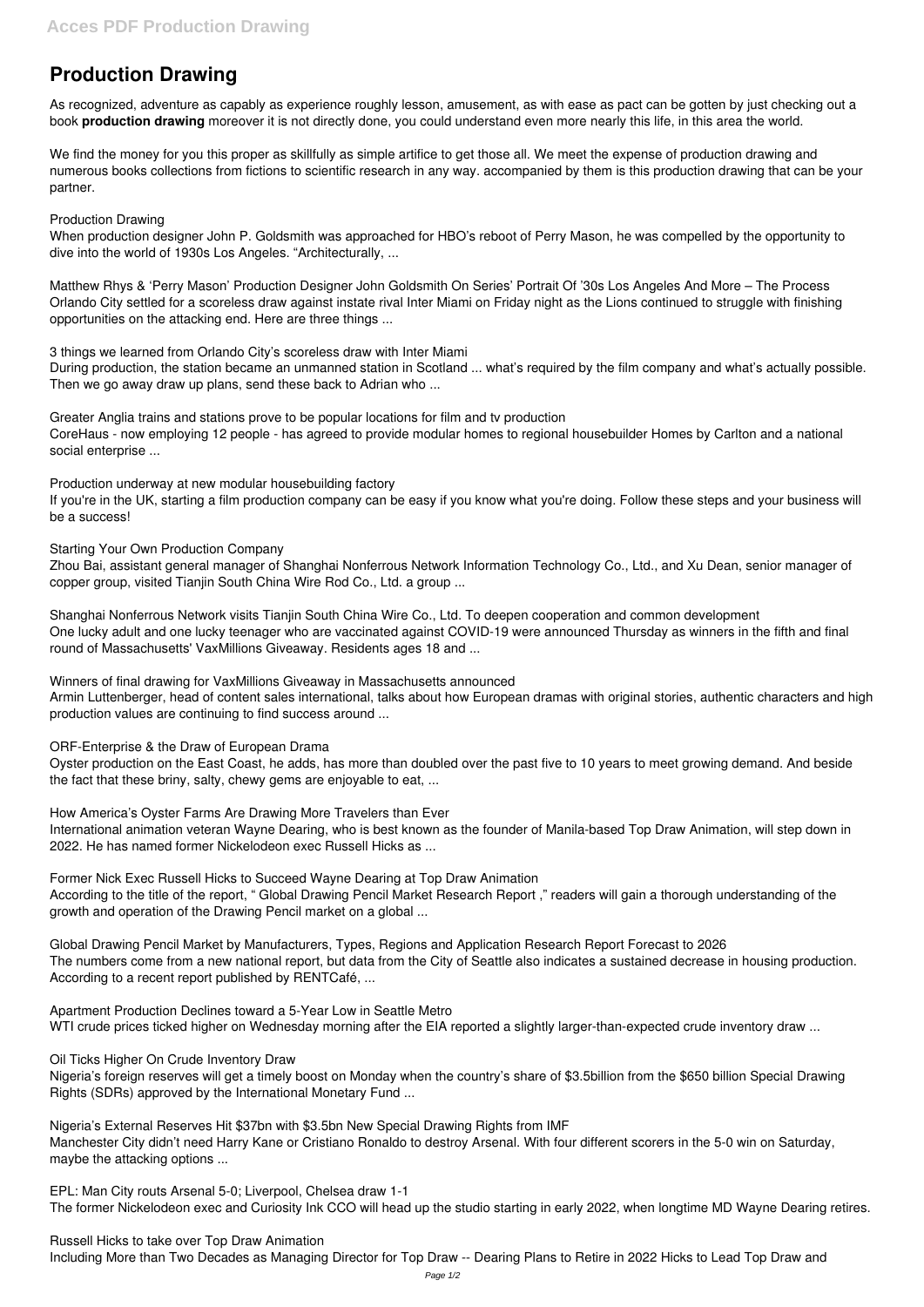# Production Drawing

As recognized, adventure as capably as experience roughly lesson, amusement, as with ease as pact can be gotten by just checking out a book **production drawing** moreover it is not directly done, you could understand even more nearly this life, in this area the world.

We find the money for you this proper as skillfully as simple artifice to get those all. We meet the expense of production drawing and numerous books collections from fictions to scientific research in any way. accompanied by them is this production drawing that can be your partner.

Production Drawing
When production designer John P. Goldsmith was approached for HBO's reboot of Perry Mason, he was compelled by the opportunity to dive into the world of 1930s Los Angeles. "Architecturally, ...

Matthew Rhys & 'Perry Mason' Production Designer John Goldsmith On Series' Portrait Of '30s Los Angeles And More – The Process
Orlando City settled for a scoreless draw against instate rival Inter Miami on Friday night as the Lions continued to struggle with finishing opportunities on the attacking end. Here are three things ...

3 things we learned from Orlando City's scoreless draw with Inter Miami
During production, the station became an unmanned station in Scotland ... what's required by the film company and what's actually possible. Then we go away draw up plans, send these back to Adrian who ...

Greater Anglia trains and stations prove to be popular locations for film and tv production
CoreHaus - now employing 12 people - has agreed to provide modular homes to regional housebuilder Homes by Carlton and a national social enterprise ...

Production underway at new modular housebuilding factory
If you're in the UK, starting a film production company can be easy if you know what you're doing. Follow these steps and your business will be a success!

Starting Your Own Production Company
Zhou Bai, assistant general manager of Shanghai Nonferrous Network Information Technology Co., Ltd., and Xu Dean, senior manager of copper group, visited Tianjin South China Wire Rod Co., Ltd. a group ...

Shanghai Nonferrous Network visits Tianjin South China Wire Co., Ltd. To deepen cooperation and common development
One lucky adult and one lucky teenager who are vaccinated against COVID-19 were announced Thursday as winners in the fifth and final round of Massachusetts' VaxMillions Giveaway. Residents ages 18 and ...

Winners of final drawing for VaxMillions Giveaway in Massachusetts announced
Armin Luttenberger, head of content sales international, talks about how European dramas with original stories, authentic characters and high production values are continuing to find success around ...

ORF-Enterprise & the Draw of European Drama
Oyster production on the East Coast, he adds, has more than doubled over the past five to 10 years to meet growing demand. And beside the fact that these briny, salty, chewy gems are enjoyable to eat, ...

How America's Oyster Farms Are Drawing More Travelers than Ever
International animation veteran Wayne Dearing, who is best known as the founder of Manila-based Top Draw Animation, will step down in 2022. He has named former Nickelodeon exec Russell Hicks as ...

Former Nick Exec Russell Hicks to Succeed Wayne Dearing at Top Draw Animation
According to the title of the report, " Global Drawing Pencil Market Research Report ," readers will gain a thorough understanding of the growth and operation of the Drawing Pencil market on a global ...

Global Drawing Pencil Market by Manufacturers, Types, Regions and Application Research Report Forecast to 2026
The numbers come from a new national report, but data from the City of Seattle also indicates a sustained decrease in housing production. According to a recent report published by RENTCafé, ...

Apartment Production Declines toward a 5-Year Low in Seattle Metro
WTI crude prices ticked higher on Wednesday morning after the EIA reported a slightly larger-than-expected crude inventory draw ...

Oil Ticks Higher On Crude Inventory Draw
Nigeria's foreign reserves will get a timely boost on Monday when the country's share of $3.5billion from the $650 billion Special Drawing Rights (SDRs) approved by the International Monetary Fund ...

Nigeria's External Reserves Hit $37bn with $3.5bn New Special Drawing Rights from IMF
Manchester City didn't need Harry Kane or Cristiano Ronaldo to destroy Arsenal. With four different scorers in the 5-0 win on Saturday, maybe the attacking options ...

EPL: Man City routs Arsenal 5-0; Liverpool, Chelsea draw 1-1
The former Nickelodeon exec and Curiosity Ink CCO will head up the studio starting in early 2022, when longtime MD Wayne Dearing retires.

Russell Hicks to take over Top Draw Animation
Including More than Two Decades as Managing Director for Top Draw -- Dearing Plans to Retire in 2022 Hicks to Lead Top Draw and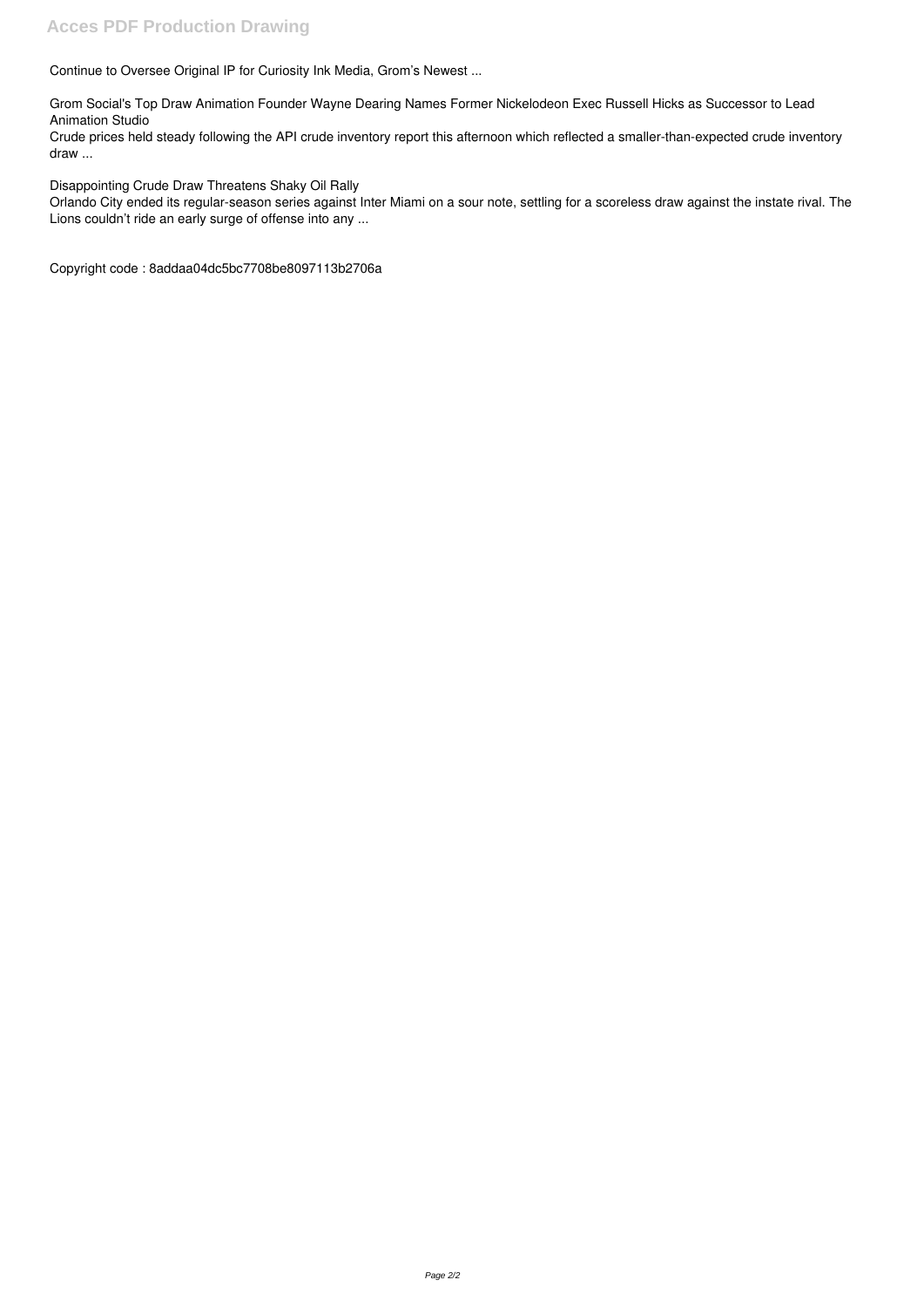Continue to Oversee Original IP for Curiosity Ink Media, Grom's Newest ...

Grom Social's Top Draw Animation Founder Wayne Dearing Names Former Nickelodeon Exec Russell Hicks as Successor to Lead Animation Studio

Crude prices held steady following the API crude inventory report this afternoon which reflected a smaller-than-expected crude inventory draw ...

Disappointing Crude Draw Threatens Shaky Oil Rally

Orlando City ended its regular-season series against Inter Miami on a sour note, settling for a scoreless draw against the instate rival. The Lions couldn't ride an early surge of offense into any ...

Copyright code : 8addaa04dc5bc7708be8097113b2706a